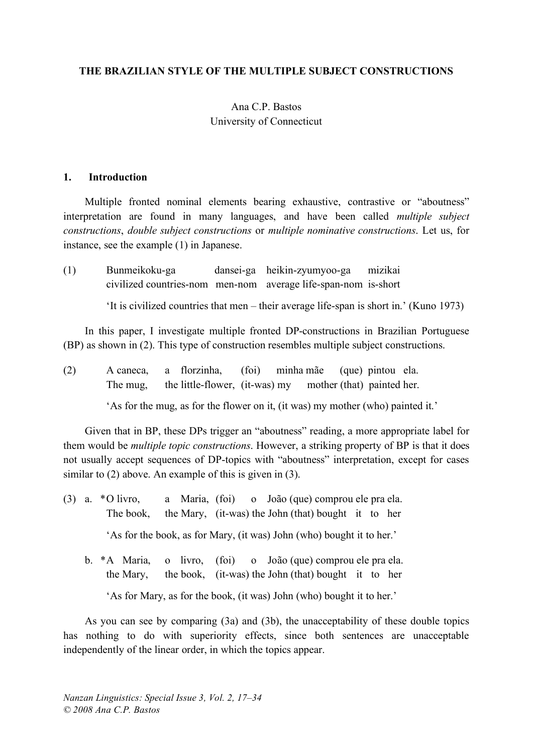# THE BRAZILIAN STYLE OF THE MULTIPLE SUBJECT CONSTRUCTIONS

Ana C.P. Bastos
University of Connecticut

## 1. Introduction

Multiple fronted nominal elements bearing exhaustive, contrastive or "aboutness" interpretation are found in many languages, and have been called *multiple subject constructions*, *double subject constructions* or *multiple nominative constructions*. Let us, for instance, see the example (1) in Japanese.

(1) Bunmeikoku-ga dansei-ga heikin-zyumyoo-ga mizikai
civilized countries-nom men-nom average life-span-nom is-short

'It is civilized countries that men – their average life-span is short in.' (Kuno 1973)

In this paper, I investigate multiple fronted DP-constructions in Brazilian Portuguese (BP) as shown in (2). This type of construction resembles multiple subject constructions.

(2) A caneca, a florzinha, (foi) minha mãe (que) pintou ela.
The mug, the little-flower, (it-was) my mother (that) painted her.

'As for the mug, as for the flower on it, (it was) my mother (who) painted it.'

Given that in BP, these DPs trigger an "aboutness" reading, a more appropriate label for them would be *multiple topic constructions*. However, a striking property of BP is that it does not usually accept sequences of DP-topics with "aboutness" interpretation, except for cases similar to (2) above. An example of this is given in (3).

(3) a. *O livro, a Maria, (foi) o João (que) comprou ele pra ela.
The book, the Mary, (it-was) the John (that) bought it to her

'As for the book, as for Mary, (it was) John (who) bought it to her.'

b. *A Maria, o livro, (foi) o João (que) comprou ele pra ela.
the Mary, the book, (it-was) the John (that) bought it to her

'As for Mary, as for the book, (it was) John (who) bought it to her.'

As you can see by comparing (3a) and (3b), the unacceptability of these double topics has nothing to do with superiority effects, since both sentences are unacceptable independently of the linear order, in which the topics appear.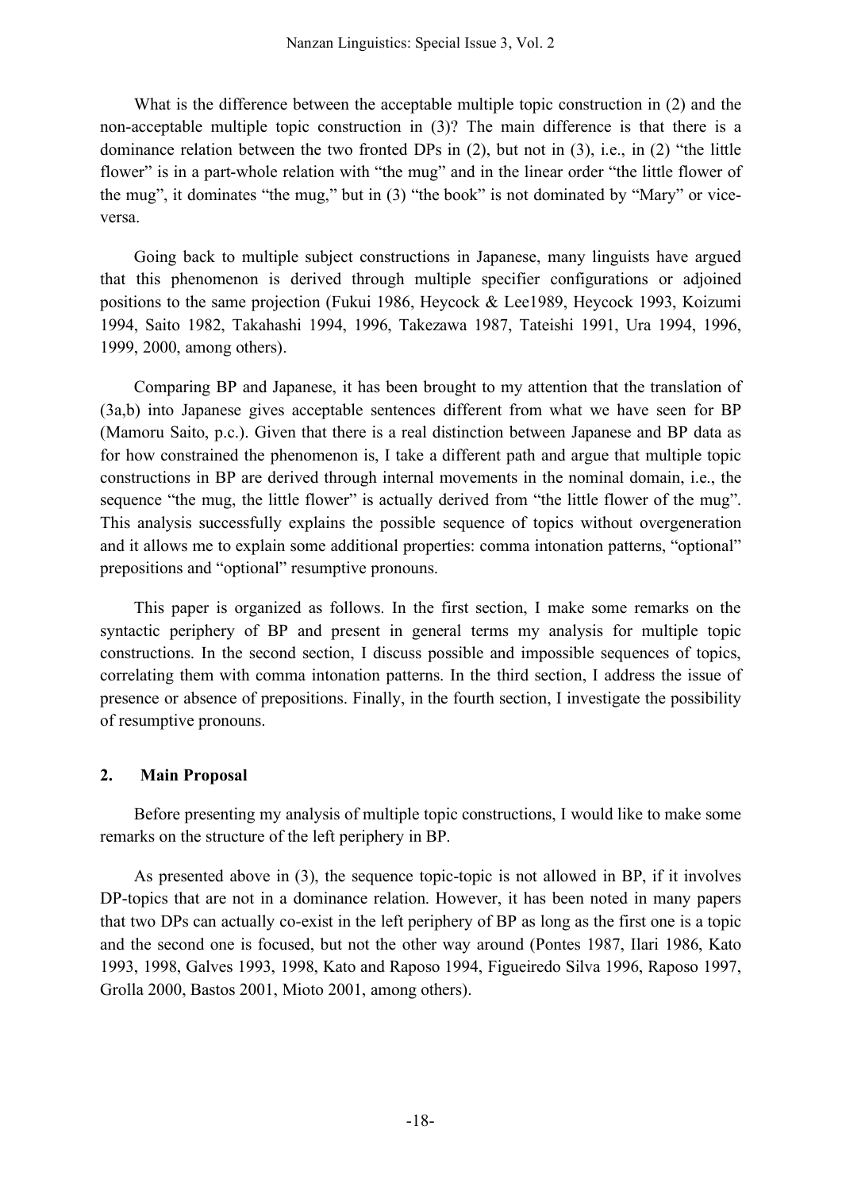What is the difference between the acceptable multiple topic construction in (2) and the non-acceptable multiple topic construction in (3)? The main difference is that there is a dominance relation between the two fronted DPs in (2), but not in (3), i.e., in (2) "the little flower" is in a part-whole relation with "the mug" and in the linear order "the little flower of the mug", it dominates "the mug," but in (3) "the book" is not dominated by "Mary" or vice-versa.

Going back to multiple subject constructions in Japanese, many linguists have argued that this phenomenon is derived through multiple specifier configurations or adjoined positions to the same projection (Fukui 1986, Heycock & Lee1989, Heycock 1993, Koizumi 1994, Saito 1982, Takahashi 1994, 1996, Takezawa 1987, Tateishi 1991, Ura 1994, 1996, 1999, 2000, among others).

Comparing BP and Japanese, it has been brought to my attention that the translation of (3a,b) into Japanese gives acceptable sentences different from what we have seen for BP (Mamoru Saito, p.c.). Given that there is a real distinction between Japanese and BP data as for how constrained the phenomenon is, I take a different path and argue that multiple topic constructions in BP are derived through internal movements in the nominal domain, i.e., the sequence "the mug, the little flower" is actually derived from "the little flower of the mug". This analysis successfully explains the possible sequence of topics without overgeneration and it allows me to explain some additional properties: comma intonation patterns, "optional" prepositions and "optional" resumptive pronouns.

This paper is organized as follows. In the first section, I make some remarks on the syntactic periphery of BP and present in general terms my analysis for multiple topic constructions. In the second section, I discuss possible and impossible sequences of topics, correlating them with comma intonation patterns. In the third section, I address the issue of presence or absence of prepositions. Finally, in the fourth section, I investigate the possibility of resumptive pronouns.

## 2. Main Proposal

Before presenting my analysis of multiple topic constructions, I would like to make some remarks on the structure of the left periphery in BP.

As presented above in (3), the sequence topic-topic is not allowed in BP, if it involves DP-topics that are not in a dominance relation. However, it has been noted in many papers that two DPs can actually co-exist in the left periphery of BP as long as the first one is a topic and the second one is focused, but not the other way around (Pontes 1987, Ilari 1986, Kato 1993, 1998, Galves 1993, 1998, Kato and Raposo 1994, Figueiredo Silva 1996, Raposo 1997, Grolla 2000, Bastos 2001, Mioto 2001, among others).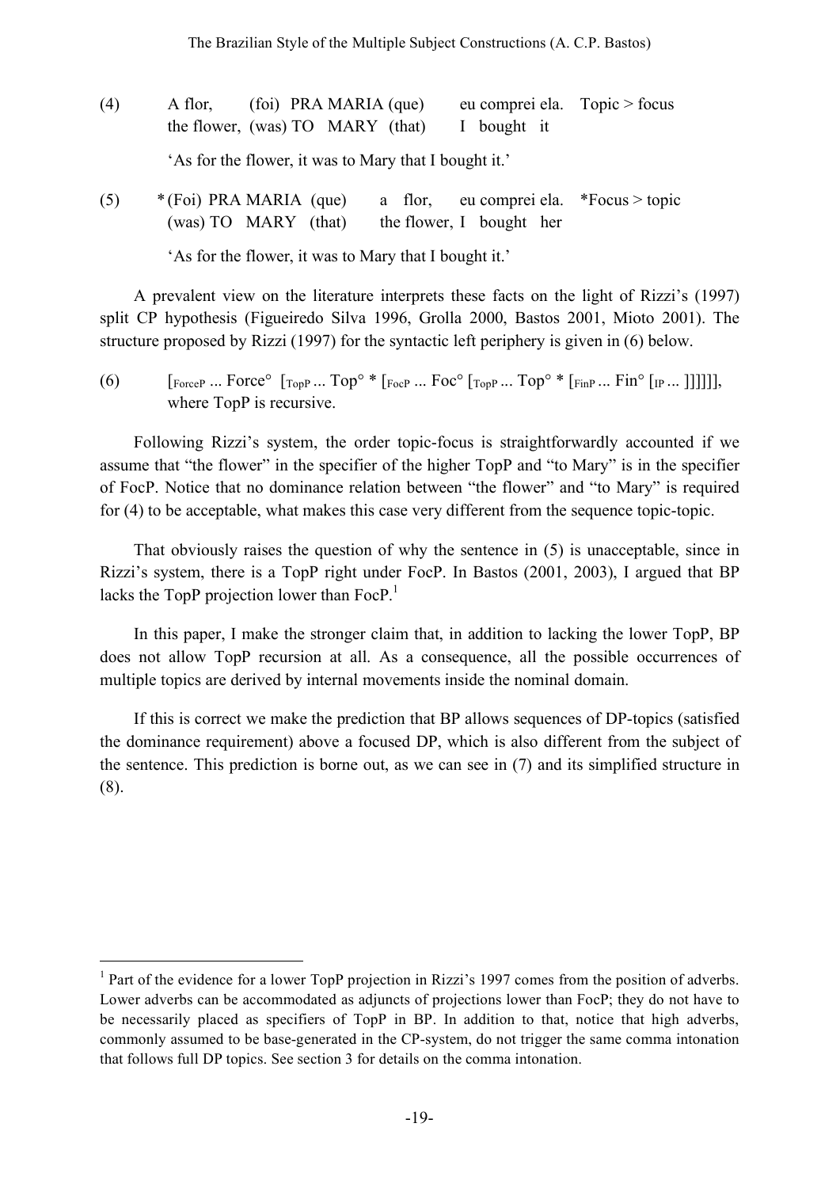(4) A flor, (foi) PRA MARIA (que) eu comprei ela. Topic > focus
the flower, (was) TO MARY (that) I bought it

'As for the flower, it was to Mary that I bought it.'

(5) *(Foi) PRA MARIA (que) a flor, eu comprei ela. *Focus > topic
(was) TO MARY (that) the flower, I bought her

'As for the flower, it was to Mary that I bought it.'

A prevalent view on the literature interprets these facts on the light of Rizzi's (1997) split CP hypothesis (Figueiredo Silva 1996, Grolla 2000, Bastos 2001, Mioto 2001). The structure proposed by Rizzi (1997) for the syntactic left periphery is given in (6) below.

(6) $[_{ForceP}$ ... Force° $[_{TopP}$ ... Top° * $[_{FocP}$ ... Foc° $[_{TopP}$ ... Top° * $[_{FinP}$ ... Fin° $[_{IP}$ ... ]]]]]], where TopP is recursive.

Following Rizzi's system, the order topic-focus is straightforwardly accounted if we assume that "the flower" in the specifier of the higher TopP and "to Mary" is in the specifier of FocP. Notice that no dominance relation between "the flower" and "to Mary" is required for (4) to be acceptable, what makes this case very different from the sequence topic-topic.

That obviously raises the question of why the sentence in (5) is unacceptable, since in Rizzi's system, there is a TopP right under FocP. In Bastos (2001, 2003), I argued that BP lacks the TopP projection lower than FocP.[1]

In this paper, I make the stronger claim that, in addition to lacking the lower TopP, BP does not allow TopP recursion at all. As a consequence, all the possible occurrences of multiple topics are derived by internal movements inside the nominal domain.

If this is correct we make the prediction that BP allows sequences of DP-topics (satisfied the dominance requirement) above a focused DP, which is also different from the subject of the sentence. This prediction is borne out, as we can see in (7) and its simplified structure in (8).

---

[1] Part of the evidence for a lower TopP projection in Rizzi's 1997 comes from the position of adverbs. Lower adverbs can be accommodated as adjuncts of projections lower than FocP; they do not have to be necessarily placed as specifiers of TopP in BP. In addition to that, notice that high adverbs, commonly assumed to be base-generated in the CP-system, do not trigger the same comma intonation that follows full DP topics. See section 3 for details on the comma intonation.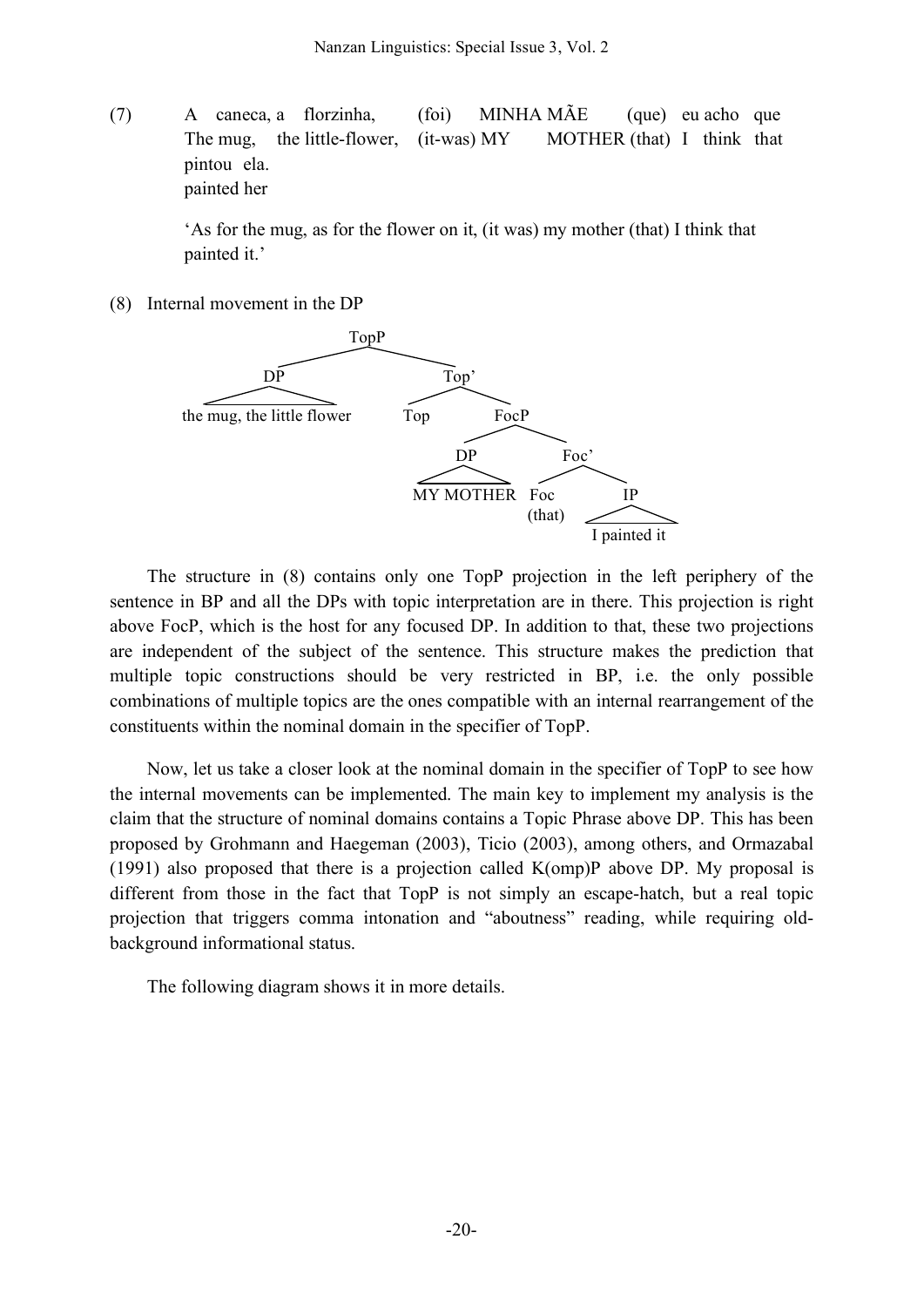(7) A caneca, a florzinha, (foi) MINHA MÃE (que) eu acho que
The mug, the little-flower, (it-was) MY MOTHER (that) I think that
pintou ela.
painted her

'As for the mug, as for the flower on it, (it was) my mother (that) I think that painted it.'

(8) Internal movement in the DP

```
TopP
├── DP
│   └── the mug, the little flower
└── Top'
    ├── Top
    └── FocP
        ├── DP
        │   └── MY MOTHER
        └── Foc'
            ├── Foc
            │   (that)
            └── IP
                └── I painted it
```

The structure in (8) contains only one TopP projection in the left periphery of the sentence in BP and all the DPs with topic interpretation are in there. This projection is right above FocP, which is the host for any focused DP. In addition to that, these two projections are independent of the subject of the sentence. This structure makes the prediction that multiple topic constructions should be very restricted in BP, i.e. the only possible combinations of multiple topics are the ones compatible with an internal rearrangement of the constituents within the nominal domain in the specifier of TopP.

Now, let us take a closer look at the nominal domain in the specifier of TopP to see how the internal movements can be implemented. The main key to implement my analysis is the claim that the structure of nominal domains contains a Topic Phrase above DP. This has been proposed by Grohmann and Haegeman (2003), Ticio (2003), among others, and Ormazabal (1991) also proposed that there is a projection called K(omp)P above DP. My proposal is different from those in the fact that TopP is not simply an escape-hatch, but a real topic projection that triggers comma intonation and "aboutness" reading, while requiring old-background informational status.

The following diagram shows it in more details.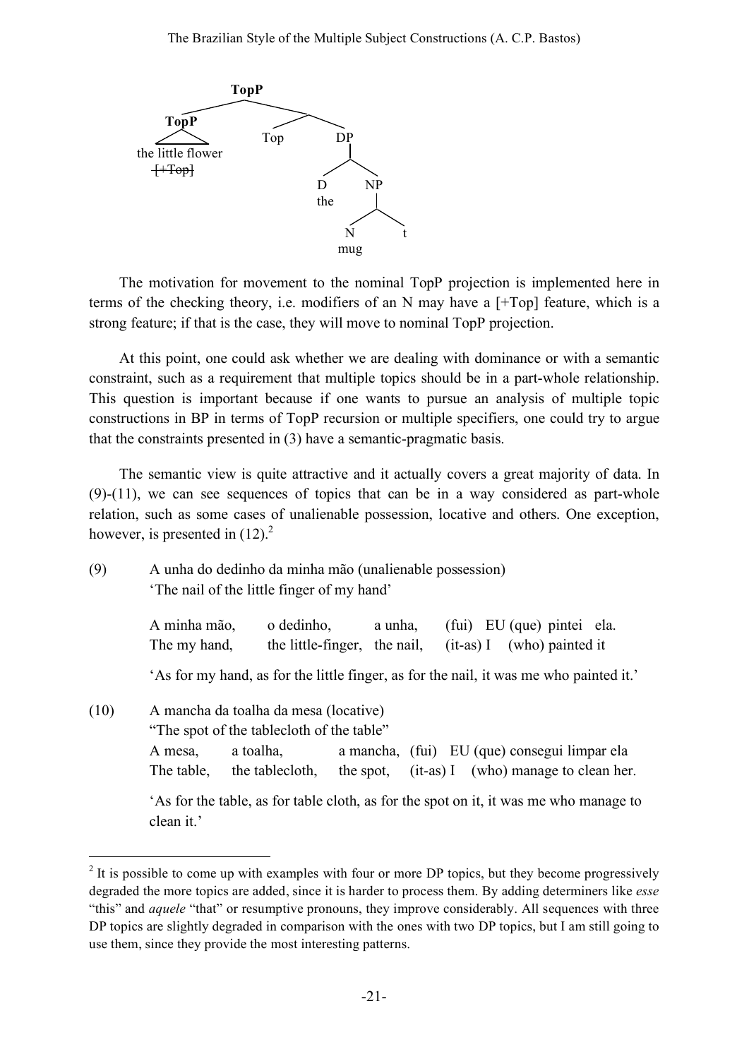```
                TopP
           ___________
          |           |
        TopP      ____|____
         /\      |         |
the little flower Top      DP
     [+Top]               ___|___
                         |       |
                         D       NP
                        the    ___|___
                              |       |
                              N       t
                             mug
```

The motivation for movement to the nominal TopP projection is implemented here in terms of the checking theory, i.e. modifiers of an N may have a [+Top] feature, which is a strong feature; if that is the case, they will move to nominal TopP projection.

At this point, one could ask whether we are dealing with dominance or with a semantic constraint, such as a requirement that multiple topics should be in a part-whole relationship. This question is important because if one wants to pursue an analysis of multiple topic constructions in BP in terms of TopP recursion or multiple specifiers, one could try to argue that the constraints presented in (3) have a semantic-pragmatic basis.

The semantic view is quite attractive and it actually covers a great majority of data. In (9)-(11), we can see sequences of topics that can be in a way considered as part-whole relation, such as some cases of unalienable possession, locative and others. One exception, however, is presented in (12).[2]

(9) A unha do dedinho da minha mão (unalienable possession)
'The nail of the little finger of my hand'

A minha mão, o dedinho, a unha, (fui) EU (que) pintei ela.
The my hand, the little-finger, the nail, (it-as) I (who) painted it

'As for my hand, as for the little finger, as for the nail, it was me who painted it.'

(10) A mancha da toalha da mesa (locative)
"The spot of the tablecloth of the table"
A mesa, a toalha, a mancha, (fui) EU (que) consegui limpar ela
The table, the tablecloth, the spot, (it-as) I (who) manage to clean her.

'As for the table, as for table cloth, as for the spot on it, it was me who manage to clean it.'

---

[2] It is possible to come up with examples with four or more DP topics, but they become progressively degraded the more topics are added, since it is harder to process them. By adding determiners like *esse* "this" and *aquele* "that" or resumptive pronouns, they improve considerably. All sequences with three DP topics are slightly degraded in comparison with the ones with two DP topics, but I am still going to use them, since they provide the most interesting patterns.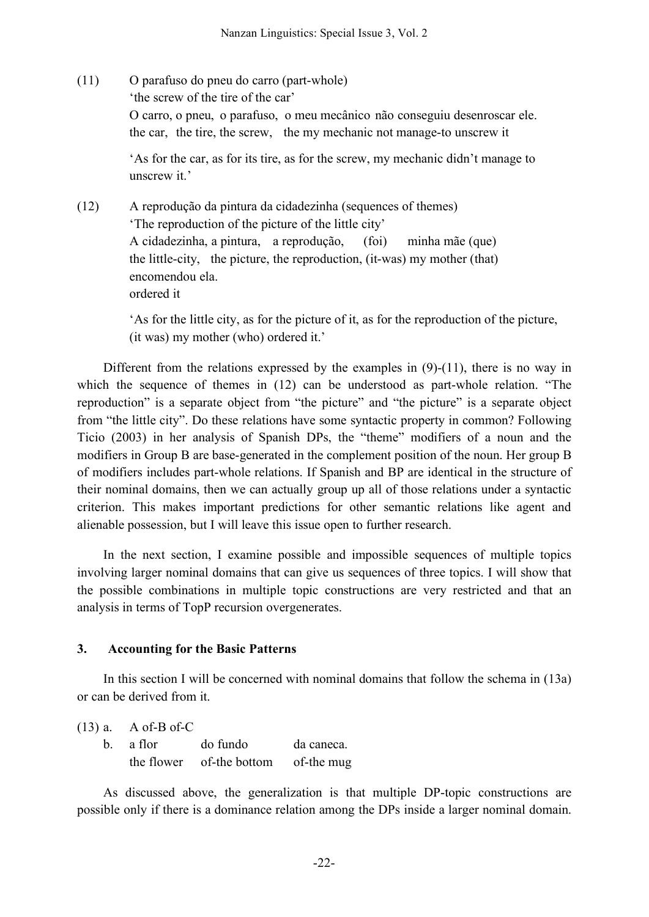(11) O parafuso do pneu do carro (part-whole)
'the screw of the tire of the car'
O carro, o pneu, o parafuso, o meu mecânico não conseguiu desenroscar ele.
the car, the tire, the screw, the my mechanic not manage-to unscrew it

'As for the car, as for its tire, as for the screw, my mechanic didn't manage to unscrew it.'

(12) A reprodução da pintura da cidadezinha (sequences of themes)
'The reproduction of the picture of the little city'
A cidadezinha, a pintura, a reprodução, (foi) minha mãe (que) encomendou ela.
the little-city, the picture, the reproduction, (it-was) my mother (that) ordered it

'As for the little city, as for the picture of it, as for the reproduction of the picture, (it was) my mother (who) ordered it.'

Different from the relations expressed by the examples in (9)-(11), there is no way in which the sequence of themes in (12) can be understood as part-whole relation. "The reproduction" is a separate object from "the picture" and "the picture" is a separate object from "the little city". Do these relations have some syntactic property in common? Following Ticio (2003) in her analysis of Spanish DPs, the "theme" modifiers of a noun and the modifiers in Group B are base-generated in the complement position of the noun. Her group B of modifiers includes part-whole relations. If Spanish and BP are identical in the structure of their nominal domains, then we can actually group up all of those relations under a syntactic criterion. This makes important predictions for other semantic relations like agent and alienable possession, but I will leave this issue open to further research.

In the next section, I examine possible and impossible sequences of multiple topics involving larger nominal domains that can give us sequences of three topics. I will show that the possible combinations in multiple topic constructions are very restricted and that an analysis in terms of TopP recursion overgenerates.

## 3. Accounting for the Basic Patterns

In this section I will be concerned with nominal domains that follow the schema in (13a) or can be derived from it.

(13) a. A of-B of-C
b. a flor do fundo da caneca.
the flower of-the bottom of-the mug

As discussed above, the generalization is that multiple DP-topic constructions are possible only if there is a dominance relation among the DPs inside a larger nominal domain.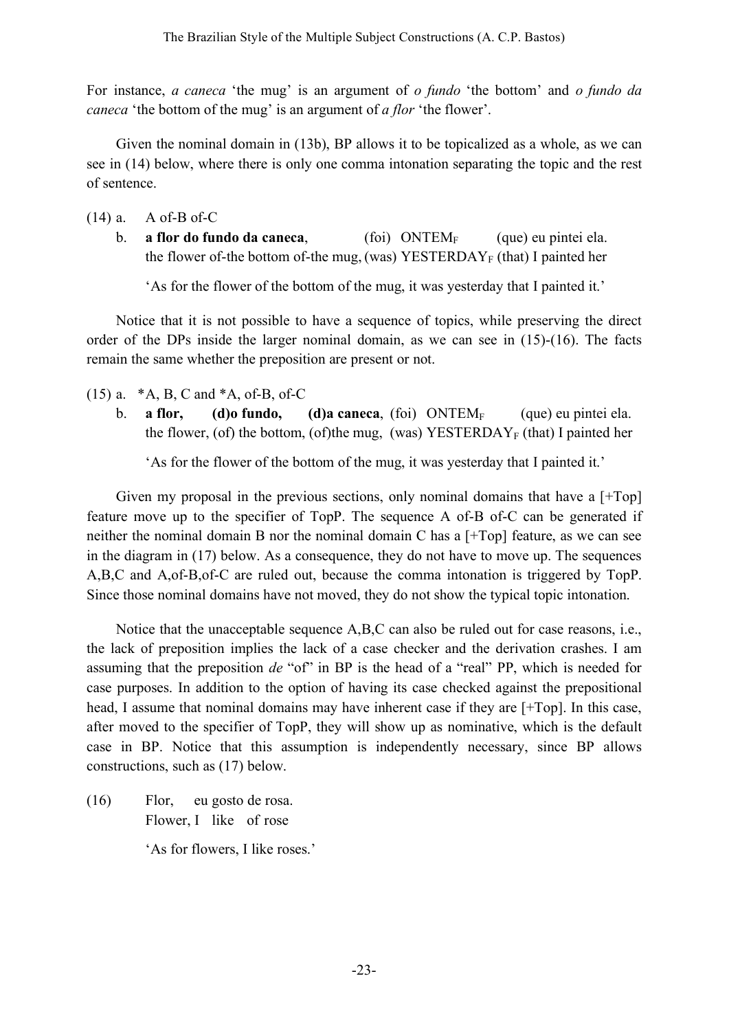For instance, *a caneca* 'the mug' is an argument of *o fundo* 'the bottom' and *o fundo da caneca* 'the bottom of the mug' is an argument of *a flor* 'the flower'.

Given the nominal domain in (13b), BP allows it to be topicalized as a whole, as we can see in (14) below, where there is only one comma intonation separating the topic and the rest of sentence.

(14) a. A of-B of-C

b. **a flor do fundo da caneca**, (foi) ONTEM$_F$ (que) eu pintei ela.
the flower of-the bottom of-the mug, (was) YESTERDAY$_F$ (that) I painted her

'As for the flower of the bottom of the mug, it was yesterday that I painted it.'

Notice that it is not possible to have a sequence of topics, while preserving the direct order of the DPs inside the larger nominal domain, as we can see in (15)-(16). The facts remain the same whether the preposition are present or not.

(15) a. \*A, B, C and \*A, of-B, of-C

b. **a flor, (d)o fundo, (d)a caneca**, (foi) ONTEM$_F$ (que) eu pintei ela.
the flower, (of) the bottom, (of)the mug, (was) YESTERDAY$_F$ (that) I painted her

'As for the flower of the bottom of the mug, it was yesterday that I painted it.'

Given my proposal in the previous sections, only nominal domains that have a [+Top] feature move up to the specifier of TopP. The sequence A of-B of-C can be generated if neither the nominal domain B nor the nominal domain C has a [+Top] feature, as we can see in the diagram in (17) below. As a consequence, they do not have to move up. The sequences A,B,C and A,of-B,of-C are ruled out, because the comma intonation is triggered by TopP. Since those nominal domains have not moved, they do not show the typical topic intonation.

Notice that the unacceptable sequence A,B,C can also be ruled out for case reasons, i.e., the lack of preposition implies the lack of a case checker and the derivation crashes. I am assuming that the preposition *de* "of" in BP is the head of a "real" PP, which is needed for case purposes. In addition to the option of having its case checked against the prepositional head, I assume that nominal domains may have inherent case if they are [+Top]. In this case, after moved to the specifier of TopP, they will show up as nominative, which is the default case in BP. Notice that this assumption is independently necessary, since BP allows constructions, such as (17) below.

(16) Flor, eu gosto de rosa.
Flower, I like of rose

'As for flowers, I like roses.'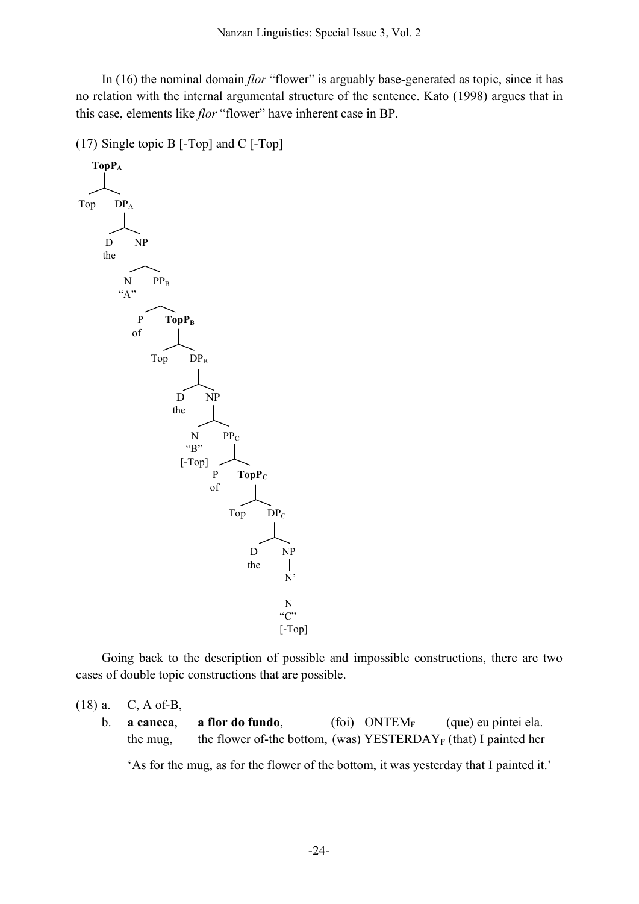In (16) the nominal domain *flor* "flower" is arguably base-generated as topic, since it has no relation with the internal argumental structure of the sentence. Kato (1998) argues that in this case, elements like *flor* "flower" have inherent case in BP.

(17) Single topic B [-Top] and C [-Top]

```
TopP_A
├── Top
└── DP_A
    ├── D (the)
    └── NP
        ├── N ("A")
        └── PP_B
            ├── P (of)
            └── TopP_B
                ├── Top
                └── DP_B
                    ├── D (the)
                    └── NP
                        ├── N ("B" [-Top])
                        └── PP_C
                            ├── P (of)
                            └── TopP_C
                                ├── Top
                                └── DP_C
                                    ├── D (the)
                                    └── NP
                                        └── N'
                                            └── N ("C" [-Top])
```

Going back to the description of possible and impossible constructions, there are two cases of double topic constructions that are possible.

(18) a. C, A of-B,

b. **a caneca**, **a flor do fundo**, (foi) ONTEM$_F$ (que) eu pintei ela.
the mug, the flower of-the bottom, (was) YESTERDAY$_F$ (that) I painted her

'As for the mug, as for the flower of the bottom, it was yesterday that I painted it.'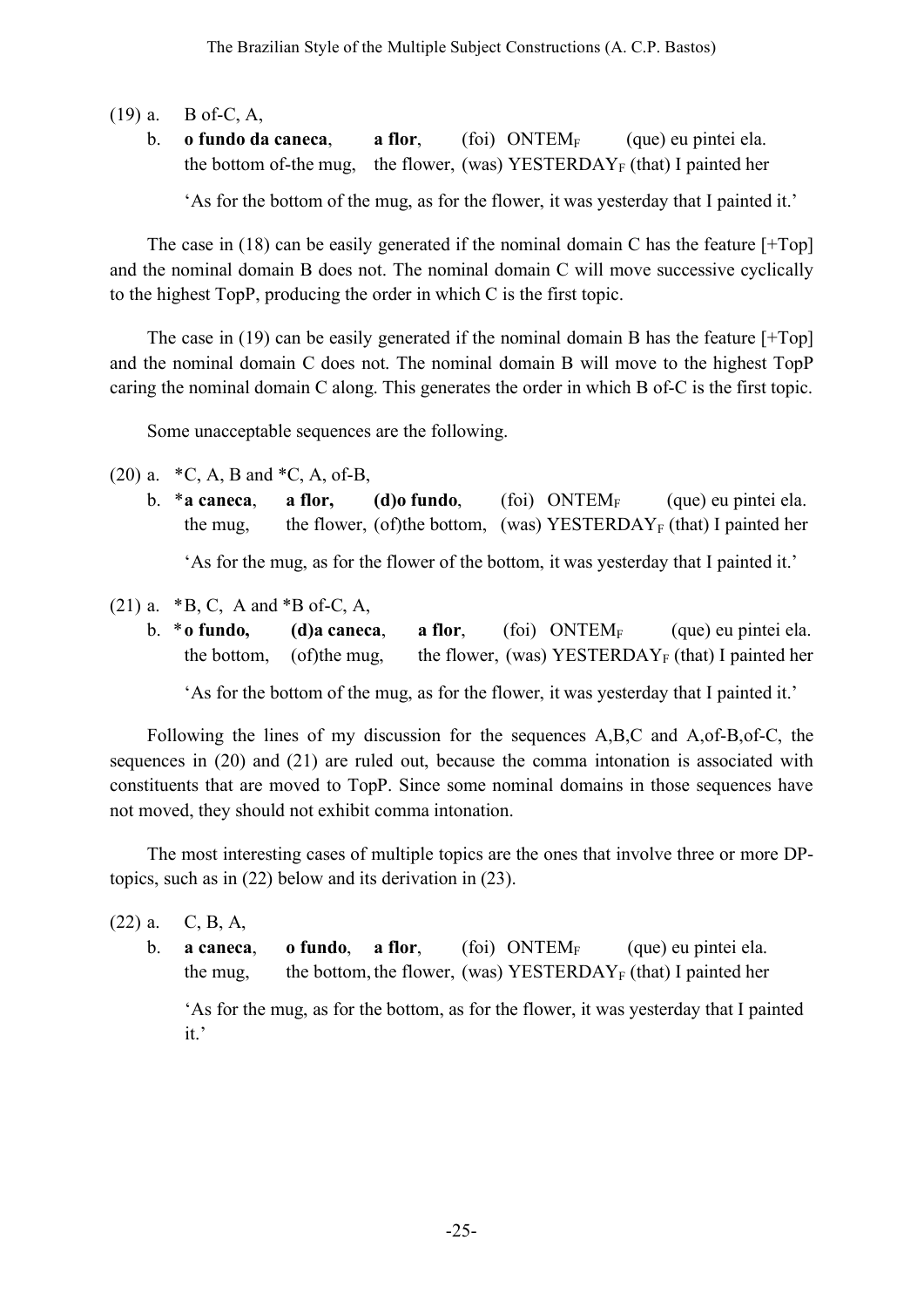(19) a. B of-C, A,

b. **o fundo da caneca**, **a flor**, (foi) ONTEM$_F$ (que) eu pintei ela.
the bottom of-the mug, the flower, (was) YESTERDAY$_F$ (that) I painted her

'As for the bottom of the mug, as for the flower, it was yesterday that I painted it.'

The case in (18) can be easily generated if the nominal domain C has the feature [+Top] and the nominal domain B does not. The nominal domain C will move successive cyclically to the highest TopP, producing the order in which C is the first topic.

The case in (19) can be easily generated if the nominal domain B has the feature [+Top] and the nominal domain C does not. The nominal domain B will move to the highest TopP caring the nominal domain C along. This generates the order in which B of-C is the first topic.

Some unacceptable sequences are the following.

(20) a. *C, A, B and *C, A, of-B,

b. ***a caneca**, **a flor,** **(d)o fundo**, (foi) ONTEM$_F$ (que) eu pintei ela.
the mug, the flower, (of)the bottom, (was) YESTERDAY$_F$ (that) I painted her

'As for the mug, as for the flower of the bottom, it was yesterday that I painted it.'

(21) a. *B, C, A and *B of-C, A,

b. ***o fundo,** **(d)a caneca**, **a flor**, (foi) ONTEM$_F$ (que) eu pintei ela.
the bottom, (of)the mug, the flower, (was) YESTERDAY$_F$ (that) I painted her

'As for the bottom of the mug, as for the flower, it was yesterday that I painted it.'

Following the lines of my discussion for the sequences A,B,C and A,of-B,of-C, the sequences in (20) and (21) are ruled out, because the comma intonation is associated with constituents that are moved to TopP. Since some nominal domains in those sequences have not moved, they should not exhibit comma intonation.

The most interesting cases of multiple topics are the ones that involve three or more DP-topics, such as in (22) below and its derivation in (23).

(22) a. C, B, A,

b. **a caneca**, **o fundo**, **a flor**, (foi) ONTEM$_F$ (que) eu pintei ela.
the mug, the bottom, the flower, (was) YESTERDAY$_F$ (that) I painted her

'As for the mug, as for the bottom, as for the flower, it was yesterday that I painted it.'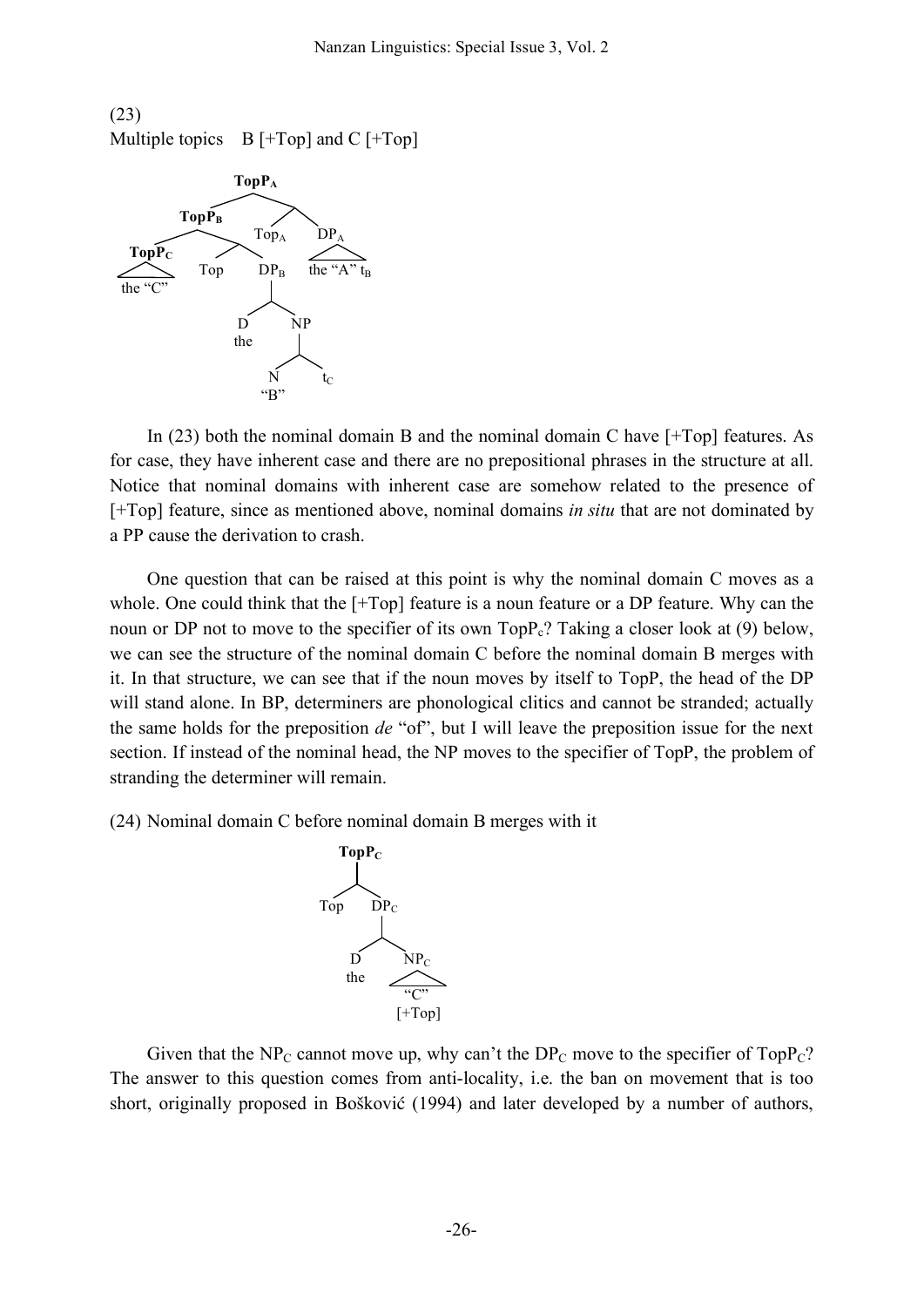(23)
Multiple topics B [+Top] and C [+Top]

```
                    TopP_A
                   /      \
             TopP_B        \
            /      \      /  \
      TopP_C        \  Top_A  DP_A
       /\         /  \        /\
     the "C"   Top   DP_B   the "A" t_B
                    /    \
                   D      NP
                  the    /  \
                        N    t_C
                       "B"
```

In (23) both the nominal domain B and the nominal domain C have [+Top] features. As for case, they have inherent case and there are no prepositional phrases in the structure at all. Notice that nominal domains with inherent case are somehow related to the presence of [+Top] feature, since as mentioned above, nominal domains *in situ* that are not dominated by a PP cause the derivation to crash.

One question that can be raised at this point is why the nominal domain C moves as a whole. One could think that the [+Top] feature is a noun feature or a DP feature. Why can the noun or DP not to move to the specifier of its own $TopP_c$? Taking a closer look at (9) below, we can see the structure of the nominal domain C before the nominal domain B merges with it. In that structure, we can see that if the noun moves by itself to TopP, the head of the DP will stand alone. In BP, determiners are phonological clitics and cannot be stranded; actually the same holds for the preposition *de* "of", but I will leave the preposition issue for the next section. If instead of the nominal head, the NP moves to the specifier of TopP, the problem of stranding the determiner will remain.

(24) Nominal domain C before nominal domain B merges with it

```
        TopP_C
       /      \
     Top      DP_C
             /    \
            D     NP_C
           the     /\
                  "C"
                [+Top]
```

Given that the $NP_C$ cannot move up, why can't the $DP_C$ move to the specifier of $TopP_C$? The answer to this question comes from anti-locality, i.e. the ban on movement that is too short, originally proposed in Bošković (1994) and later developed by a number of authors,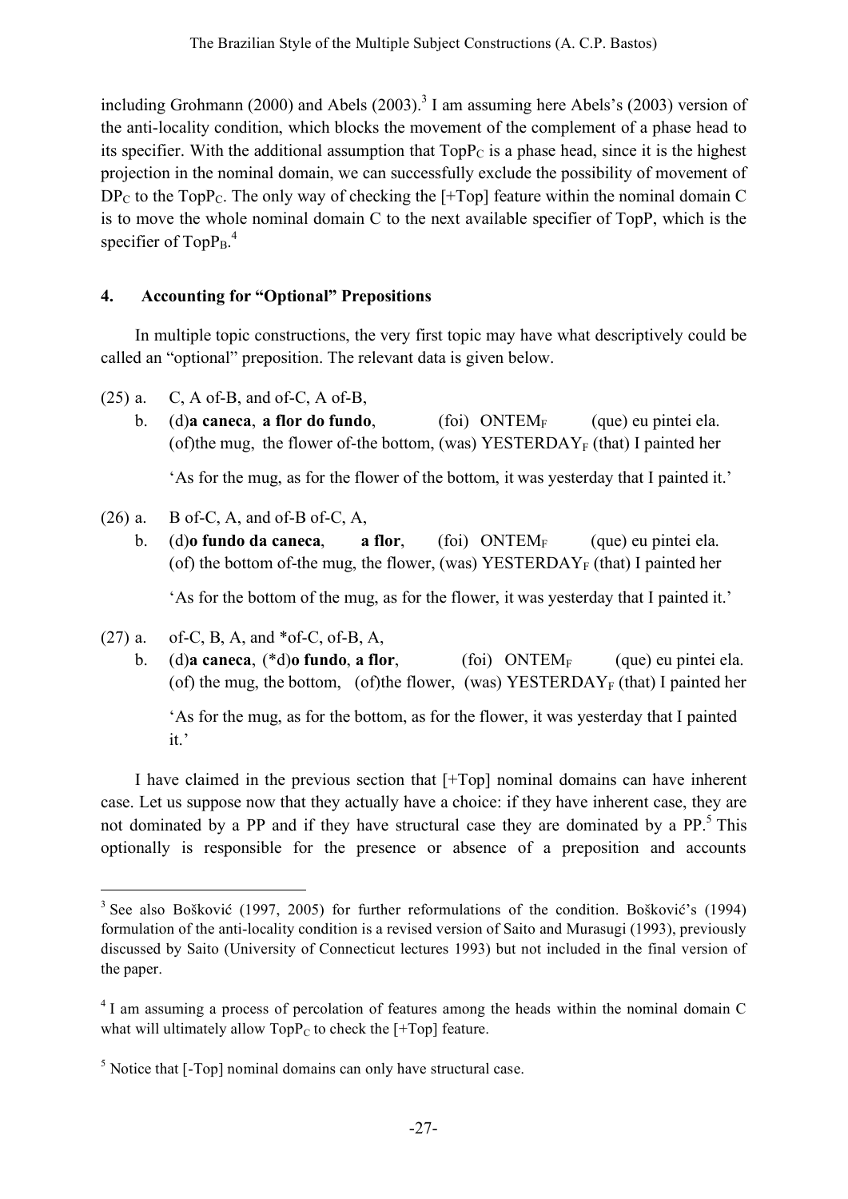including Grohmann (2000) and Abels (2003).[3] I am assuming here Abels's (2003) version of the anti-locality condition, which blocks the movement of the complement of a phase head to its specifier. With the additional assumption that $TopP_C$ is a phase head, since it is the highest projection in the nominal domain, we can successfully exclude the possibility of movement of $DP_C$ to the $TopP_C$. The only way of checking the [+Top] feature within the nominal domain C is to move the whole nominal domain C to the next available specifier of TopP, which is the specifier of $TopP_B$.[4]

## 4. Accounting for "Optional" Prepositions

In multiple topic constructions, the very first topic may have what descriptively could be called an "optional" preposition. The relevant data is given below.

(25) a. C, A of-B, and of-C, A of-B,

b. (d)**a caneca**, **a flor do fundo**, (foi) ONTEM$_F$ (que) eu pintei ela.
(of)the mug, the flower of-the bottom, (was) YESTERDAY$_F$ (that) I painted her

'As for the mug, as for the flower of the bottom, it was yesterday that I painted it.'

(26) a. B of-C, A, and of-B of-C, A,

b. (d)**o fundo da caneca**, **a flor**, (foi) ONTEM$_F$ (que) eu pintei ela.
(of) the bottom of-the mug, the flower, (was) YESTERDAY$_F$ (that) I painted her

'As for the bottom of the mug, as for the flower, it was yesterday that I painted it.'

(27) a. of-C, B, A, and *of-C, of-B, A,

b. (d)**a caneca**, (*d)**o fundo**, **a flor**, (foi) ONTEM$_F$ (que) eu pintei ela.
(of) the mug, the bottom, (of)the flower, (was) YESTERDAY$_F$ (that) I painted her

'As for the mug, as for the bottom, as for the flower, it was yesterday that I painted it.'

I have claimed in the previous section that [+Top] nominal domains can have inherent case. Let us suppose now that they actually have a choice: if they have inherent case, they are not dominated by a PP and if they have structural case they are dominated by a PP.[5] This optionally is responsible for the presence or absence of a preposition and accounts

---

[3] See also Bošković (1997, 2005) for further reformulations of the condition. Bošković's (1994) formulation of the anti-locality condition is a revised version of Saito and Murasugi (1993), previously discussed by Saito (University of Connecticut lectures 1993) but not included in the final version of the paper.

[4] I am assuming a process of percolation of features among the heads within the nominal domain C what will ultimately allow $TopP_C$ to check the [+Top] feature.

[5] Notice that [-Top] nominal domains can only have structural case.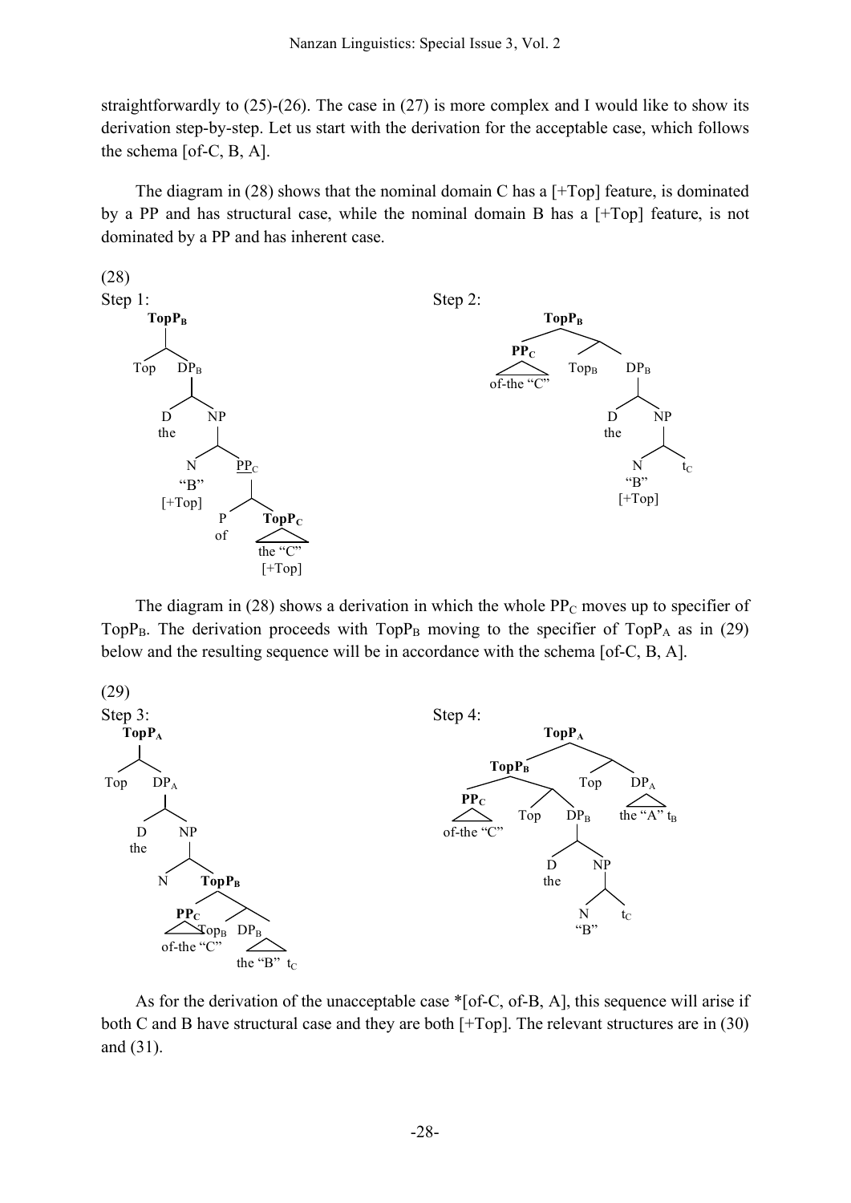straightforwardly to (25)-(26). The case in (27) is more complex and I would like to show its derivation step-by-step. Let us start with the derivation for the acceptable case, which follows the schema [of-C, B, A].

The diagram in (28) shows that the nominal domain C has a [+Top] feature, is dominated by a PP and has structural case, while the nominal domain B has a [+Top] feature, is not dominated by a PP and has inherent case.

(28)

Step 1:

```
TopP_B
├── Top
└── DP_B
    ├── D (the)
    └── NP
        ├── N "B" [+Top]
        └── PP_C
            ├── P (of)
            └── TopP_C
                └── the "C" [+Top]
```

Step 2:

```
TopP_B
├── PP_C
│   └── of-the "C"
└── 
    ├── Top_B
    └── DP_B
        ├── D (the)
        └── NP
            ├── N "B" [+Top]
            └── t_C
```

The diagram in (28) shows a derivation in which the whole $PP_C$ moves up to specifier of $TopP_B$. The derivation proceeds with $TopP_B$ moving to the specifier of $TopP_A$ as in (29) below and the resulting sequence will be in accordance with the schema [of-C, B, A].

(29)

Step 3:

```
TopP_A
├── Top
└── DP_A
    ├── D (the)
    └── NP
        ├── N
        └── TopP_B
            ├── PP_C
            │   └── of-the "C"
            └── 
                ├── Top_B
                └── DP_B
                    └── the "B" t_C
```

Step 4:

```
TopP_A
├── TopP_B
│   ├── PP_C
│   │   └── of-the "C"
│   └── 
│       ├── Top
│       └── DP_B
│           ├── D (the)
│           └── NP
│               ├── N "B"
│               └── t_C
└── 
    ├── Top
    └── DP_A
        └── the "A" t_B
```

As for the derivation of the unacceptable case *[of-C, of-B, A], this sequence will arise if both C and B have structural case and they are both [+Top]. The relevant structures are in (30) and (31).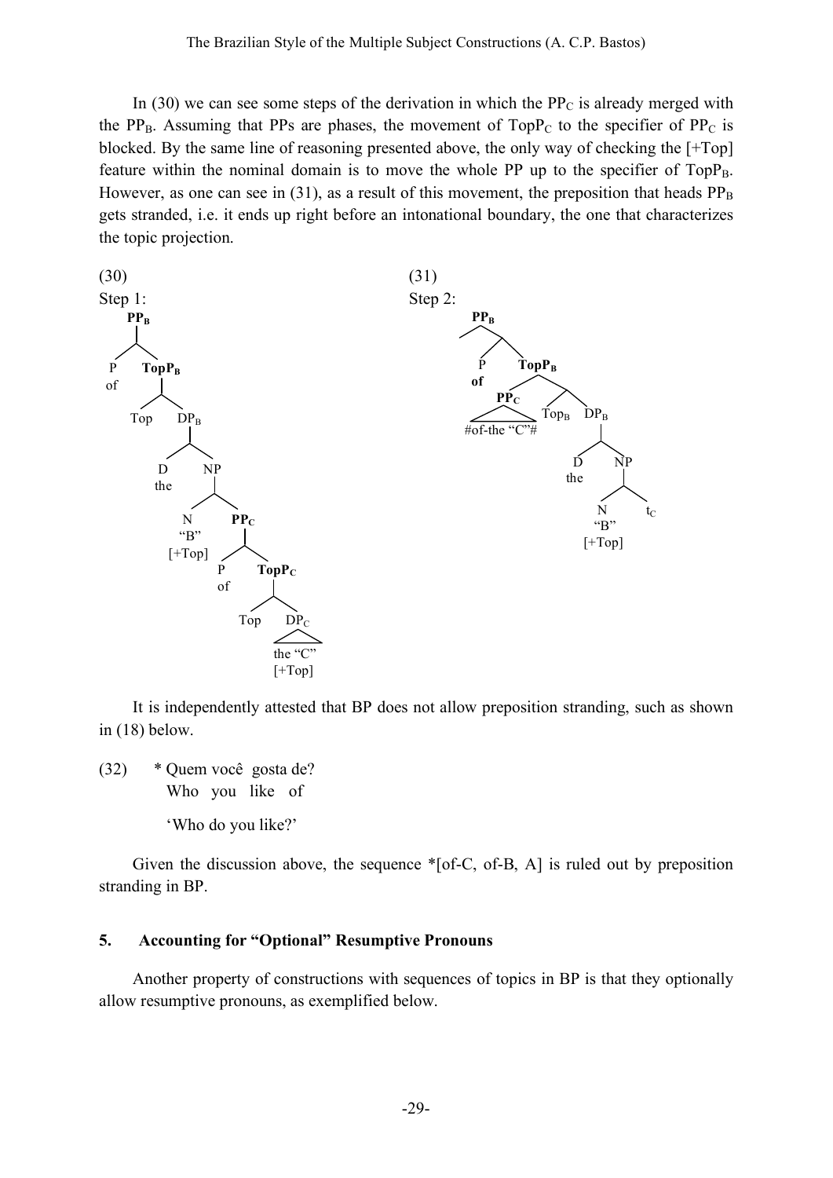In (30) we can see some steps of the derivation in which the $PP_C$ is already merged with the $PP_B$. Assuming that PPs are phases, the movement of $TopP_C$ to the specifier of $PP_C$ is blocked. By the same line of reasoning presented above, the only way of checking the [+Top] feature within the nominal domain is to move the whole PP up to the specifier of $TopP_B$. However, as one can see in (31), as a result of this movement, the preposition that heads $PP_B$ gets stranded, i.e. it ends up right before an intonational boundary, the one that characterizes the topic projection.

(30)
Step 1:

```
PP_B
├── P: of
└── TopP_B
    ├── Top
    └── DP_B
        ├── D: the
        └── NP
            ├── N: "B" [+Top]
            └── PP_C
                ├── P: of
                └── TopP_C
                    ├── Top
                    └── DP_C: the "C" [+Top]
```

(31)
Step 2:

```
PP_B
├── (spec)
└── 
    ├── P: of
    └── TopP_B
        ├── PP_C: #of-the "C"#
        └── 
            ├── Top_B
            └── DP_B
                ├── D: the
                └── NP
                    ├── N: "B" [+Top]
                    └── t_C
```

It is independently attested that BP does not allow preposition stranding, such as shown in (18) below.

(32) &nbsp;&nbsp;&nbsp; * Quem você gosta de?
&nbsp;&nbsp;&nbsp;&nbsp;&nbsp;&nbsp;&nbsp;&nbsp;&nbsp;&nbsp;&nbsp;Who you like of

&nbsp;&nbsp;&nbsp;&nbsp;&nbsp;&nbsp;&nbsp;&nbsp;&nbsp;&nbsp;&nbsp;'Who do you like?'

Given the discussion above, the sequence *[of-C, of-B, A] is ruled out by preposition stranding in BP.

## 5. Accounting for "Optional" Resumptive Pronouns

Another property of constructions with sequences of topics in BP is that they optionally allow resumptive pronouns, as exemplified below.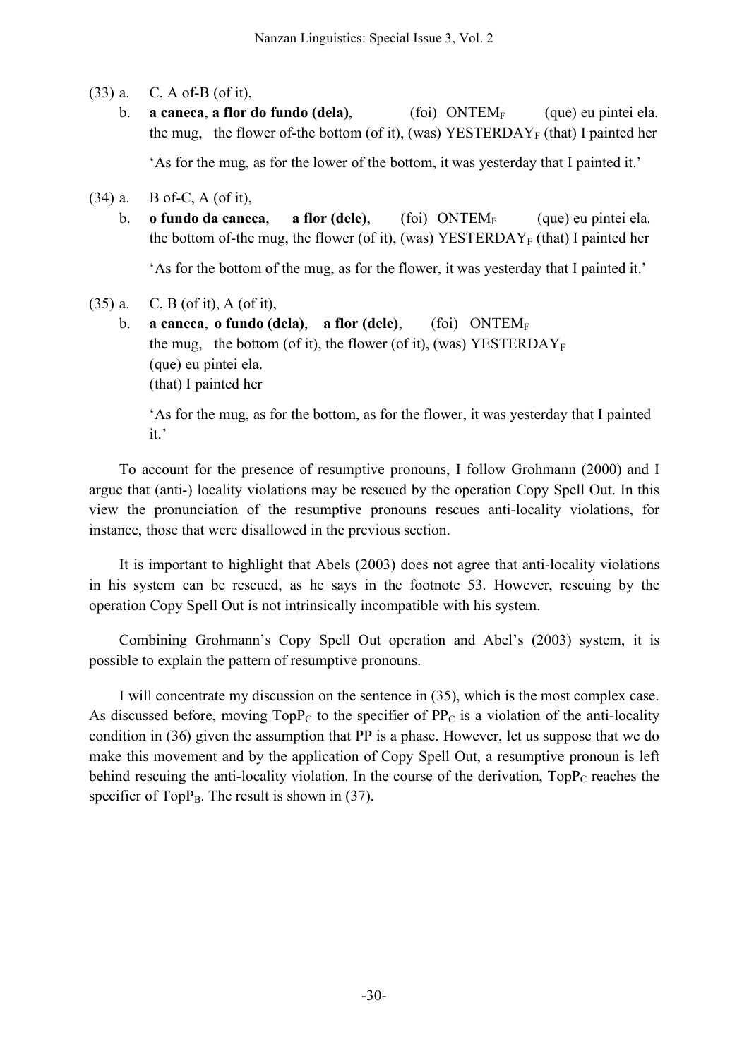(33) a. C, A of-B (of it),

b. **a caneca**, **a flor do fundo (dela)**, (foi) ONTEM$_F$ (que) eu pintei ela.
the mug, the flower of-the bottom (of it), (was) YESTERDAY$_F$ (that) I painted her

'As for the mug, as for the lower of the bottom, it was yesterday that I painted it.'

(34) a. B of-C, A (of it),

b. **o fundo da caneca**, **a flor (dele)**, (foi) ONTEM$_F$ (que) eu pintei ela.
the bottom of-the mug, the flower (of it), (was) YESTERDAY$_F$ (that) I painted her

'As for the bottom of the mug, as for the flower, it was yesterday that I painted it.'

(35) a. C, B (of it), A (of it),

b. **a caneca**, **o fundo (dela)**, **a flor (dele)**, (foi) ONTEM$_F$
the mug, the bottom (of it), the flower (of it), (was) YESTERDAY$_F$
(que) eu pintei ela.
(that) I painted her

'As for the mug, as for the bottom, as for the flower, it was yesterday that I painted it.'

To account for the presence of resumptive pronouns, I follow Grohmann (2000) and I argue that (anti-) locality violations may be rescued by the operation Copy Spell Out. In this view the pronunciation of the resumptive pronouns rescues anti-locality violations, for instance, those that were disallowed in the previous section.

It is important to highlight that Abels (2003) does not agree that anti-locality violations in his system can be rescued, as he says in the footnote 53. However, rescuing by the operation Copy Spell Out is not intrinsically incompatible with his system.

Combining Grohmann's Copy Spell Out operation and Abel's (2003) system, it is possible to explain the pattern of resumptive pronouns.

I will concentrate my discussion on the sentence in (35), which is the most complex case. As discussed before, moving $TopP_C$ to the specifier of $PP_C$ is a violation of the anti-locality condition in (36) given the assumption that PP is a phase. However, let us suppose that we do make this movement and by the application of Copy Spell Out, a resumptive pronoun is left behind rescuing the anti-locality violation. In the course of the derivation, $TopP_C$ reaches the specifier of $TopP_B$. The result is shown in (37).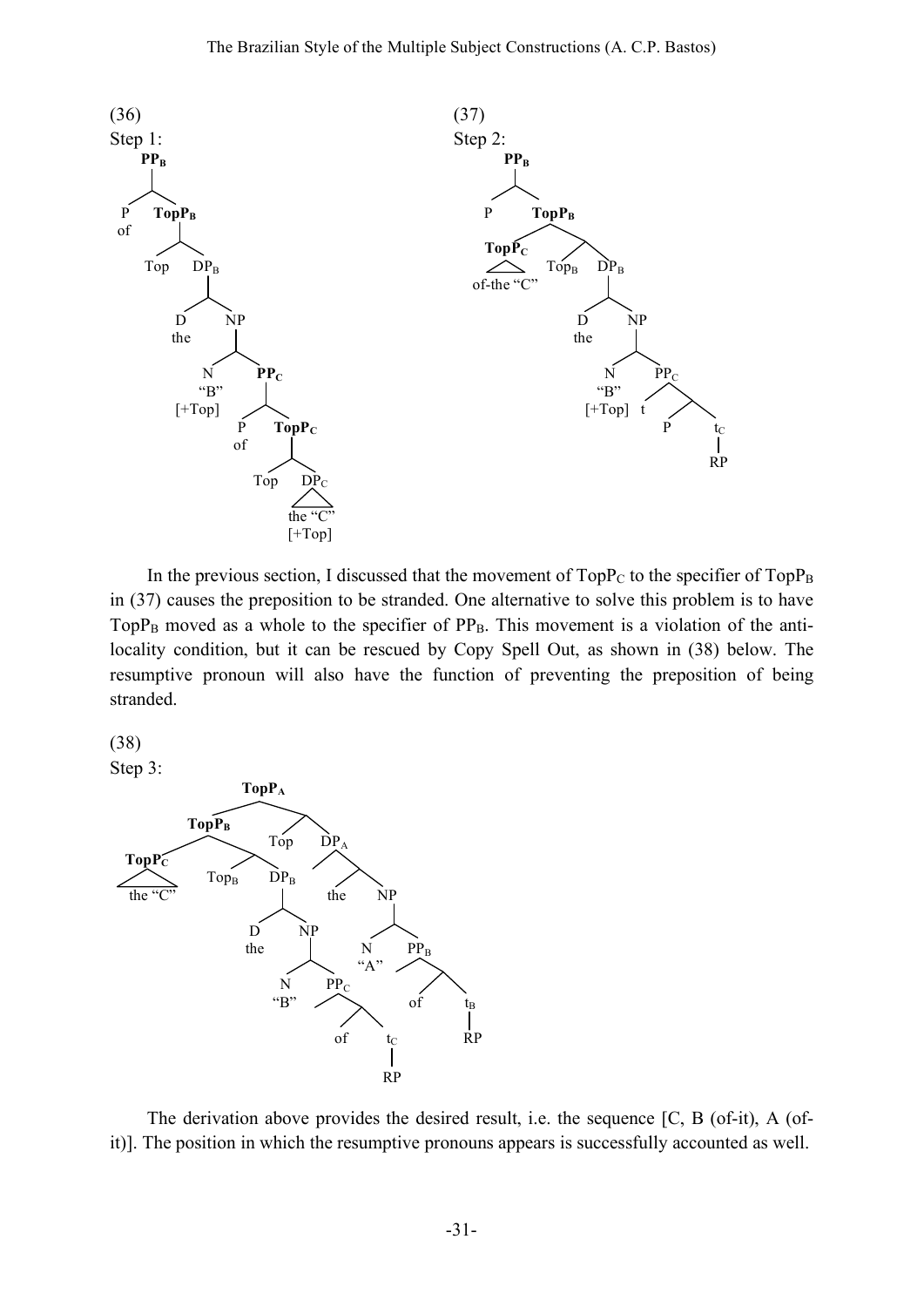(36)
Step 1:

```
PP_B
├── P: of
└── TopP_B
    ├── Top
    └── DP_B
        ├── D: the
        └── NP
            ├── N: "B" [+Top]
            └── PP_C
                ├── P: of
                └── TopP_C
                    ├── Top
                    └── DP_C: the "C" [+Top]
```

(37)
Step 2:

```
PP_B
├── P
└── TopP_B
    ├── TopP_C: of-the "C"
    ├── Top_B
    └── DP_B
        ├── D: the
        └── NP
            ├── N: "B" [+Top]
            └── PP_C
                ├── t
                ├── P
                └── t_C
                    |
                    RP
```

In the previous section, I discussed that the movement of $TopP_C$ to the specifier of $TopP_B$ in (37) causes the preposition to be stranded. One alternative to solve this problem is to have $TopP_B$ moved as a whole to the specifier of $PP_B$. This movement is a violation of the anti-locality condition, but it can be rescued by Copy Spell Out, as shown in (38) below. The resumptive pronoun will also have the function of preventing the preposition of being stranded.

(38)
Step 3:

```
TopP_A
├── TopP_B
│   ├── TopP_C: the "C"
│   ├── Top_B
│   └── DP_B
│       ├── D: the
│       └── NP
│           ├── N: "B"
│           └── PP_C
│               ├── of
│               └── t_C
│                   |
│                   RP
├── Top
└── DP_A
    ├── the
    └── NP
        ├── N: "A"
        └── PP_B
            ├── of
            └── t_B
                |
                RP
```

The derivation above provides the desired result, i.e. the sequence [C, B (of-it), A (of-it)]. The position in which the resumptive pronouns appears is successfully accounted as well.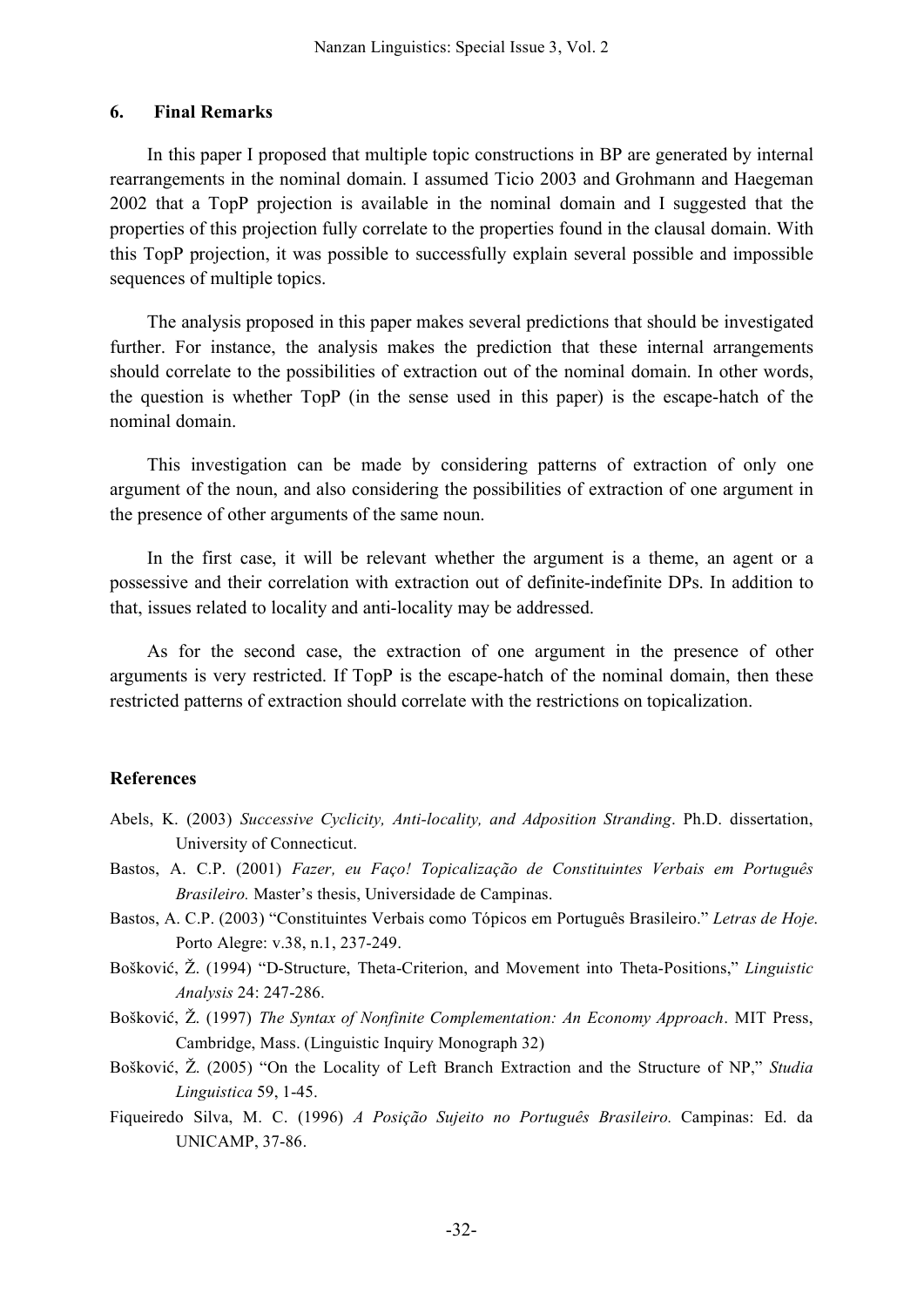## 6. Final Remarks

In this paper I proposed that multiple topic constructions in BP are generated by internal rearrangements in the nominal domain. I assumed Ticio 2003 and Grohmann and Haegeman 2002 that a TopP projection is available in the nominal domain and I suggested that the properties of this projection fully correlate to the properties found in the clausal domain. With this TopP projection, it was possible to successfully explain several possible and impossible sequences of multiple topics.

The analysis proposed in this paper makes several predictions that should be investigated further. For instance, the analysis makes the prediction that these internal arrangements should correlate to the possibilities of extraction out of the nominal domain. In other words, the question is whether TopP (in the sense used in this paper) is the escape-hatch of the nominal domain.

This investigation can be made by considering patterns of extraction of only one argument of the noun, and also considering the possibilities of extraction of one argument in the presence of other arguments of the same noun.

In the first case, it will be relevant whether the argument is a theme, an agent or a possessive and their correlation with extraction out of definite-indefinite DPs. In addition to that, issues related to locality and anti-locality may be addressed.

As for the second case, the extraction of one argument in the presence of other arguments is very restricted. If TopP is the escape-hatch of the nominal domain, then these restricted patterns of extraction should correlate with the restrictions on topicalization.

## References

Abels, K. (2003) *Successive Cyclicity, Anti-locality, and Adposition Stranding*. Ph.D. dissertation, University of Connecticut.

Bastos, A. C.P. (2001) *Fazer, eu Faço! Topicalização de Constituintes Verbais em Português Brasileiro.* Master's thesis, Universidade de Campinas.

Bastos, A. C.P. (2003) "Constituintes Verbais como Tópicos em Português Brasileiro." *Letras de Hoje*. Porto Alegre: v.38, n.1, 237-249.

Bošković, Ž. (1994) "D-Structure, Theta-Criterion, and Movement into Theta-Positions," *Linguistic Analysis* 24: 247-286.

Bošković, Ž. (1997) *The Syntax of Nonfinite Complementation: An Economy Approach*. MIT Press, Cambridge, Mass. (Linguistic Inquiry Monograph 32)

Bošković, Ž. (2005) "On the Locality of Left Branch Extraction and the Structure of NP," *Studia Linguistica* 59, 1-45.

Fiqueiredo Silva, M. C. (1996) *A Posição Sujeito no Português Brasileiro.* Campinas: Ed. da UNICAMP, 37-86.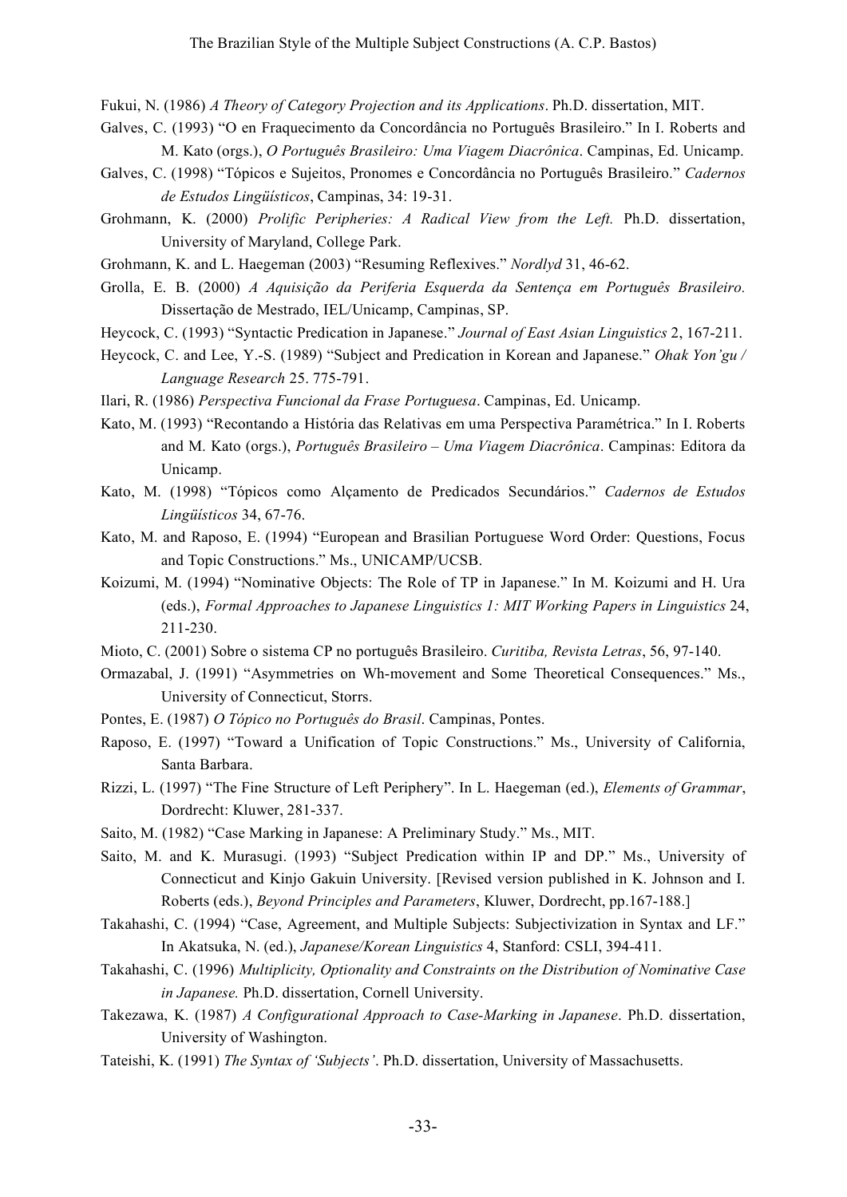Fukui, N. (1986) *A Theory of Category Projection and its Applications*. Ph.D. dissertation, MIT.

Galves, C. (1993) "O en Fraquecimento da Concordância no Português Brasileiro." In I. Roberts and M. Kato (orgs.), *O Português Brasileiro: Uma Viagem Diacrônica*. Campinas, Ed. Unicamp.

Galves, C. (1998) "Tópicos e Sujeitos, Pronomes e Concordância no Português Brasileiro." *Cadernos de Estudos Lingüísticos*, Campinas, 34: 19-31.

Grohmann, K. (2000) *Prolific Peripheries: A Radical View from the Left.* Ph.D. dissertation, University of Maryland, College Park.

Grohmann, K. and L. Haegeman (2003) "Resuming Reflexives." *Nordlyd* 31, 46-62.

Grolla, E. B. (2000) *A Aquisição da Periferia Esquerda da Sentença em Português Brasileiro.* Dissertação de Mestrado, IEL/Unicamp, Campinas, SP.

Heycock, C. (1993) "Syntactic Predication in Japanese." *Journal of East Asian Linguistics* 2, 167-211.

Heycock, C. and Lee, Y.-S. (1989) "Subject and Predication in Korean and Japanese." *Ohak Yon'gu / Language Research* 25. 775-791.

Ilari, R. (1986) *Perspectiva Funcional da Frase Portuguesa*. Campinas, Ed. Unicamp.

Kato, M. (1993) "Recontando a História das Relativas em uma Perspectiva Paramétrica." In I. Roberts and M. Kato (orgs.), *Português Brasileiro – Uma Viagem Diacrônica*. Campinas: Editora da Unicamp.

Kato, M. (1998) "Tópicos como Alçamento de Predicados Secundários." *Cadernos de Estudos Lingüísticos* 34, 67-76.

Kato, M. and Raposo, E. (1994) "European and Brasilian Portuguese Word Order: Questions, Focus and Topic Constructions." Ms., UNICAMP/UCSB.

Koizumi, M. (1994) "Nominative Objects: The Role of TP in Japanese." In M. Koizumi and H. Ura (eds.), *Formal Approaches to Japanese Linguistics 1: MIT Working Papers in Linguistics* 24, 211-230.

Mioto, C. (2001) Sobre o sistema CP no português Brasileiro. *Curitiba, Revista Letras*, 56, 97-140.

Ormazabal, J. (1991) "Asymmetries on Wh-movement and Some Theoretical Consequences." Ms., University of Connecticut, Storrs.

Pontes, E. (1987) *O Tópico no Português do Brasil*. Campinas, Pontes.

Raposo, E. (1997) "Toward a Unification of Topic Constructions." Ms., University of California, Santa Barbara.

Rizzi, L. (1997) "The Fine Structure of Left Periphery". In L. Haegeman (ed.), *Elements of Grammar*, Dordrecht: Kluwer, 281-337.

Saito, M. (1982) "Case Marking in Japanese: A Preliminary Study." Ms., MIT.

Saito, M. and K. Murasugi. (1993) "Subject Predication within IP and DP." Ms., University of Connecticut and Kinjo Gakuin University. [Revised version published in K. Johnson and I. Roberts (eds.), *Beyond Principles and Parameters*, Kluwer, Dordrecht, pp.167-188.]

Takahashi, C. (1994) "Case, Agreement, and Multiple Subjects: Subjectivization in Syntax and LF." In Akatsuka, N. (ed.), *Japanese/Korean Linguistics* 4, Stanford: CSLI, 394-411.

Takahashi, C. (1996) *Multiplicity, Optionality and Constraints on the Distribution of Nominative Case in Japanese.* Ph.D. dissertation, Cornell University.

Takezawa, K. (1987) *A Configurational Approach to Case-Marking in Japanese*. Ph.D. dissertation, University of Washington.

Tateishi, K. (1991) *The Syntax of 'Subjects'*. Ph.D. dissertation, University of Massachusetts.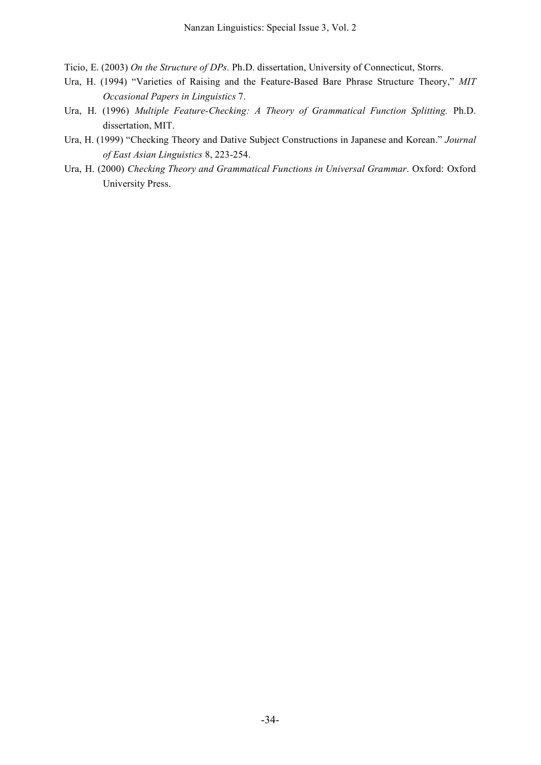Ticio, E. (2003) *On the Structure of DPs.* Ph.D. dissertation, University of Connecticut, Storrs.

Ura, H. (1994) "Varieties of Raising and the Feature-Based Bare Phrase Structure Theory," *MIT Occasional Papers in Linguistics* 7.

Ura, H. (1996) *Multiple Feature-Checking: A Theory of Grammatical Function Splitting.* Ph.D. dissertation, MIT.

Ura, H. (1999) "Checking Theory and Dative Subject Constructions in Japanese and Korean." *Journal of East Asian Linguistics* 8, 223-254.

Ura, H. (2000) *Checking Theory and Grammatical Functions in Universal Grammar*. Oxford: Oxford University Press.